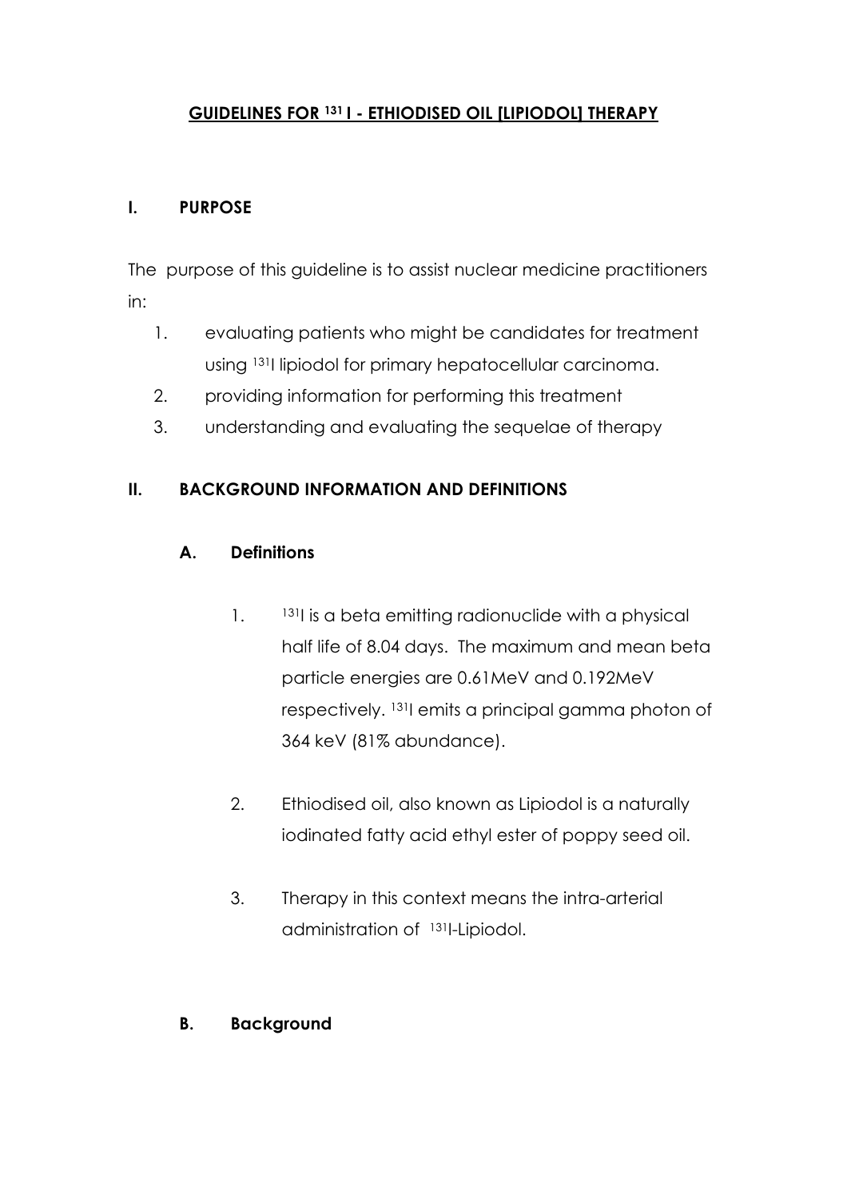# GUIDELINES FOR $^{131}$I - ETHIODISED OIL [LIPIODOL] THERAPY

## I. PURPOSE

The purpose of this guideline is to assist nuclear medicine practitioners in:

1. evaluating patients who might be candidates for treatment using $^{131}$I lipiodol for primary hepatocellular carcinoma.
2. providing information for performing this treatment
3. understanding and evaluating the sequelae of therapy

## II. BACKGROUND INFORMATION AND DEFINITIONS

### A. Definitions

1. $^{131}$I is a beta emitting radionuclide with a physical half life of 8.04 days. The maximum and mean beta particle energies are 0.61MeV and 0.192MeV respectively. $^{131}$I emits a principal gamma photon of 364 keV (81% abundance).

2. Ethiodised oil, also known as Lipiodol is a naturally iodinated fatty acid ethyl ester of poppy seed oil.

3. Therapy in this context means the intra-arterial administration of $^{131}$I-Lipiodol.

### B. Background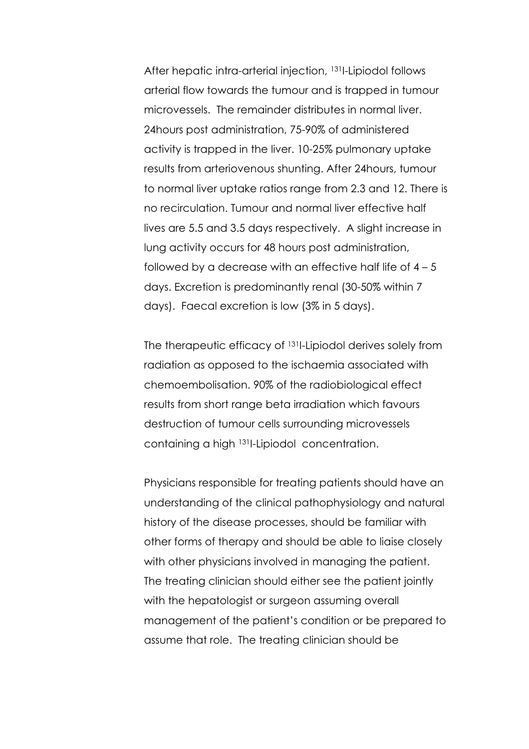After hepatic intra-arterial injection, $^{131}$I-Lipiodol follows arterial flow towards the tumour and is trapped in tumour microvessels. The remainder distributes in normal liver. 24hours post administration, 75-90% of administered activity is trapped in the liver. 10-25% pulmonary uptake results from arteriovenous shunting. After 24hours, tumour to normal liver uptake ratios range from 2.3 and 12. There is no recirculation. Tumour and normal liver effective half lives are 5.5 and 3.5 days respectively. A slight increase in lung activity occurs for 48 hours post administration, followed by a decrease with an effective half life of 4 – 5 days. Excretion is predominantly renal (30-50% within 7 days). Faecal excretion is low (3% in 5 days).

The therapeutic efficacy of $^{131}$I-Lipiodol derives solely from radiation as opposed to the ischaemia associated with chemoembolisation. 90% of the radiobiological effect results from short range beta irradiation which favours destruction of tumour cells surrounding microvessels containing a high $^{131}$I-Lipiodol concentration.

Physicians responsible for treating patients should have an understanding of the clinical pathophysiology and natural history of the disease processes, should be familiar with other forms of therapy and should be able to liaise closely with other physicians involved in managing the patient. The treating clinician should either see the patient jointly with the hepatologist or surgeon assuming overall management of the patient's condition or be prepared to assume that role. The treating clinician should be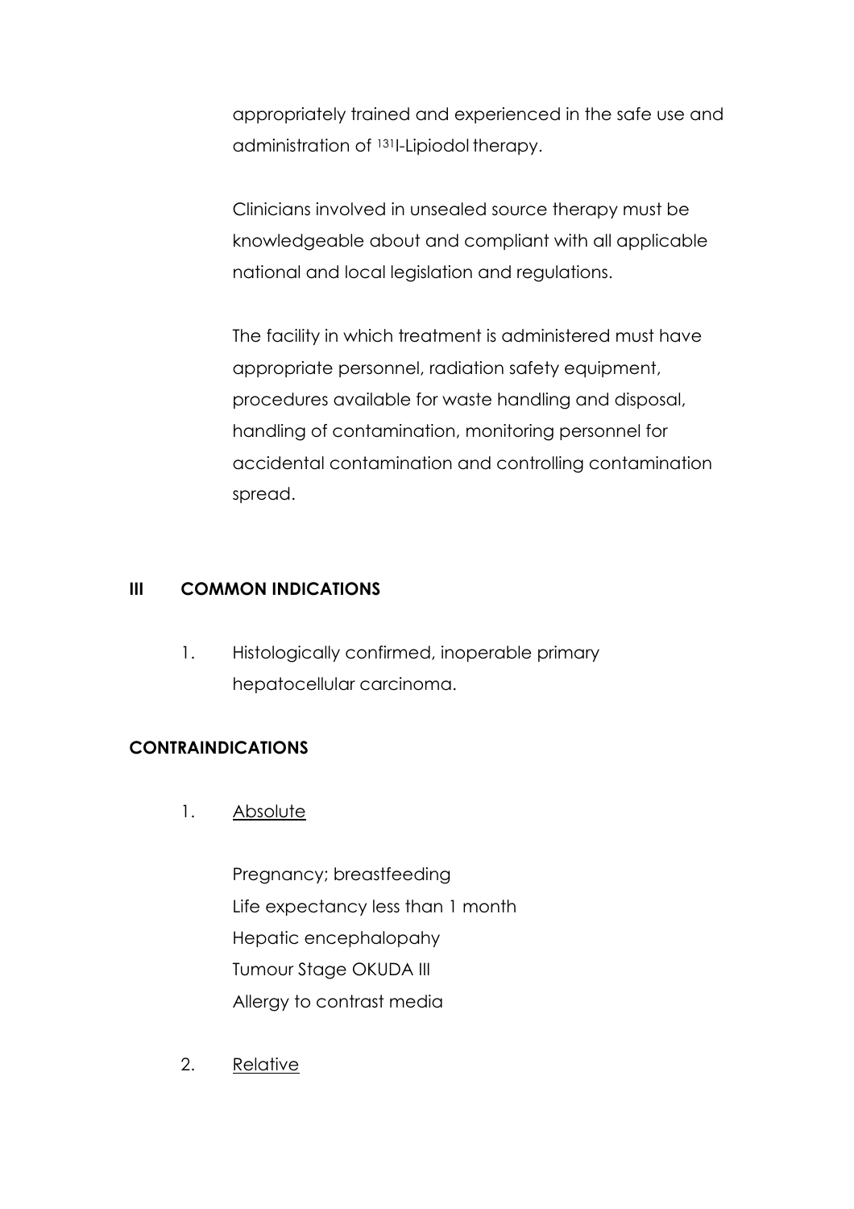appropriately trained and experienced in the safe use and administration of $^{131}$I-Lipiodol therapy.

Clinicians involved in unsealed source therapy must be knowledgeable about and compliant with all applicable national and local legislation and regulations.

The facility in which treatment is administered must have appropriate personnel, radiation safety equipment, procedures available for waste handling and disposal, handling of contamination, monitoring personnel for accidental contamination and controlling contamination spread.

## III COMMON INDICATIONS

1. Histologically confirmed, inoperable primary hepatocellular carcinoma.

## CONTRAINDICATIONS

1. Absolute

   Pregnancy; breastfeeding
   Life expectancy less than 1 month
   Hepatic encephalopahy
   Tumour Stage OKUDA III
   Allergy to contrast media

2. Relative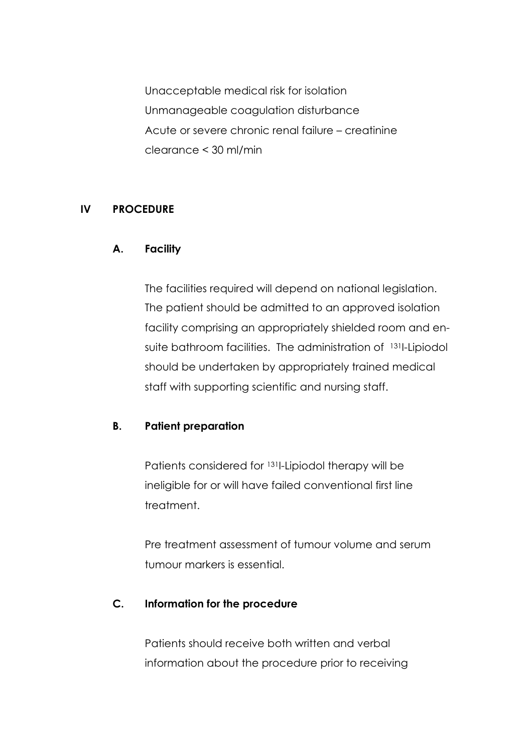Unacceptable medical risk for isolation
Unmanageable coagulation disturbance
Acute or severe chronic renal failure – creatinine clearance < 30 ml/min

## IV PROCEDURE

### A. Facility

The facilities required will depend on national legislation. The patient should be admitted to an approved isolation facility comprising an appropriately shielded room and en-suite bathroom facilities. The administration of $^{131}$I-Lipiodol should be undertaken by appropriately trained medical staff with supporting scientific and nursing staff.

### B. Patient preparation

Patients considered for $^{131}$I-Lipiodol therapy will be ineligible for or will have failed conventional first line treatment.

Pre treatment assessment of tumour volume and serum tumour markers is essential.

### C. Information for the procedure

Patients should receive both written and verbal information about the procedure prior to receiving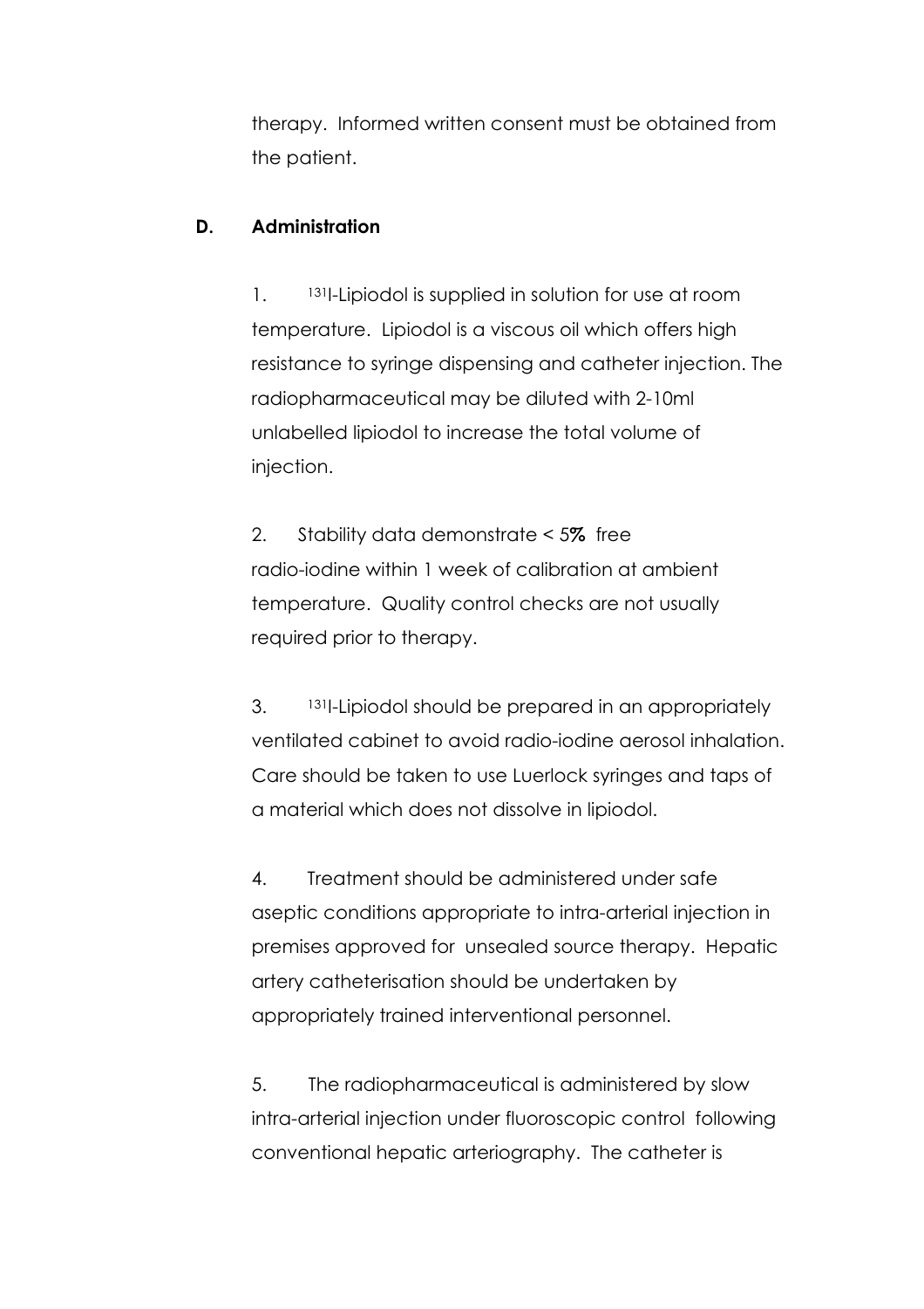therapy. Informed written consent must be obtained from the patient.

**D. Administration**

1. $^{131}$I-Lipiodol is supplied in solution for use at room temperature. Lipiodol is a viscous oil which offers high resistance to syringe dispensing and catheter injection. The radiopharmaceutical may be diluted with 2-10ml unlabelled lipiodol to increase the total volume of injection.

2. Stability data demonstrate < 5% free radio-iodine within 1 week of calibration at ambient temperature. Quality control checks are not usually required prior to therapy.

3. $^{131}$I-Lipiodol should be prepared in an appropriately ventilated cabinet to avoid radio-iodine aerosol inhalation. Care should be taken to use Luerlock syringes and taps of a material which does not dissolve in lipiodol.

4. Treatment should be administered under safe aseptic conditions appropriate to intra-arterial injection in premises approved for unsealed source therapy. Hepatic artery catheterisation should be undertaken by appropriately trained interventional personnel.

5. The radiopharmaceutical is administered by slow intra-arterial injection under fluoroscopic control following conventional hepatic arteriography. The catheter is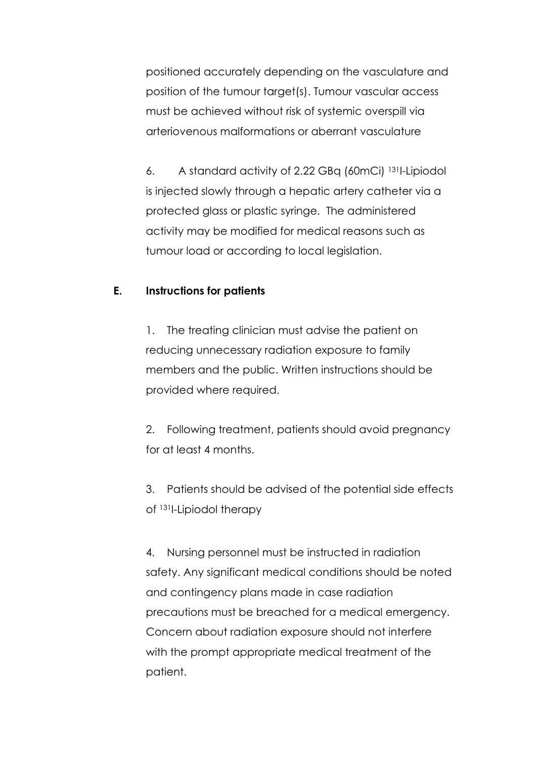positioned accurately depending on the vasculature and position of the tumour target(s). Tumour vascular access must be achieved without risk of systemic overspill via arteriovenous malformations or aberrant vasculature

6. A standard activity of 2.22 GBq (60mCi) $^{131}$I-Lipiodol is injected slowly through a hepatic artery catheter via a protected glass or plastic syringe. The administered activity may be modified for medical reasons such as tumour load or according to local legislation.

## E. Instructions for patients

1. The treating clinician must advise the patient on reducing unnecessary radiation exposure to family members and the public. Written instructions should be provided where required.

2. Following treatment, patients should avoid pregnancy for at least 4 months.

3. Patients should be advised of the potential side effects of $^{131}$I-Lipiodol therapy

4. Nursing personnel must be instructed in radiation safety. Any significant medical conditions should be noted and contingency plans made in case radiation precautions must be breached for a medical emergency. Concern about radiation exposure should not interfere with the prompt appropriate medical treatment of the patient.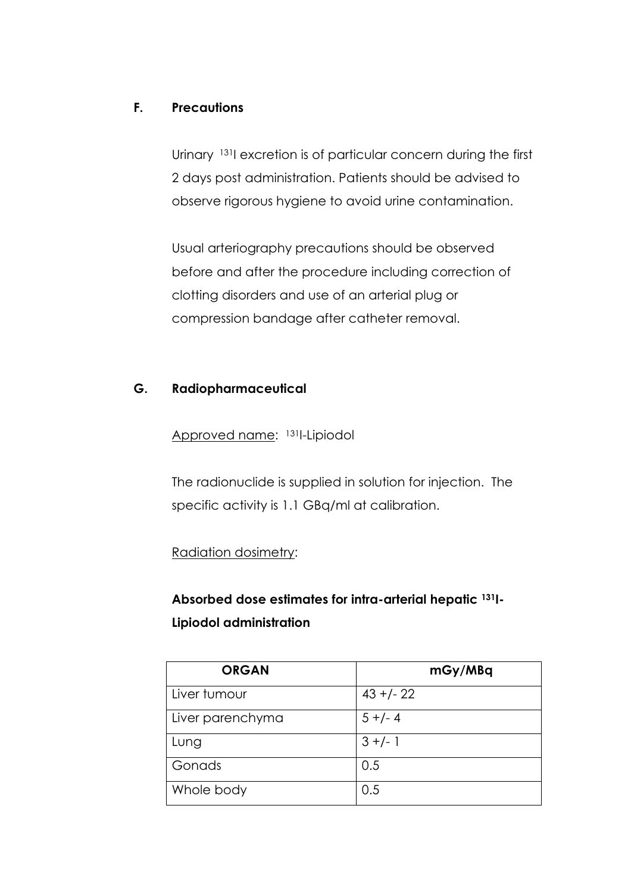## F. Precautions

Urinary $^{131}$I excretion is of particular concern during the first 2 days post administration. Patients should be advised to observe rigorous hygiene to avoid urine contamination.

Usual arteriography precautions should be observed before and after the procedure including correction of clotting disorders and use of an arterial plug or compression bandage after catheter removal.

## G. Radiopharmaceutical

Approved name: $^{131}$I-Lipiodol

The radionuclide is supplied in solution for injection. The specific activity is 1.1 GBq/ml at calibration.

Radiation dosimetry:

**Absorbed dose estimates for intra-arterial hepatic $^{131}$I-Lipiodol administration**

| ORGAN | mGy/MBq |
|---|---|
| Liver tumour | 43 +/- 22 |
| Liver parenchyma | 5 +/- 4 |
| Lung | 3 +/- 1 |
| Gonads | 0.5 |
| Whole body | 0.5 |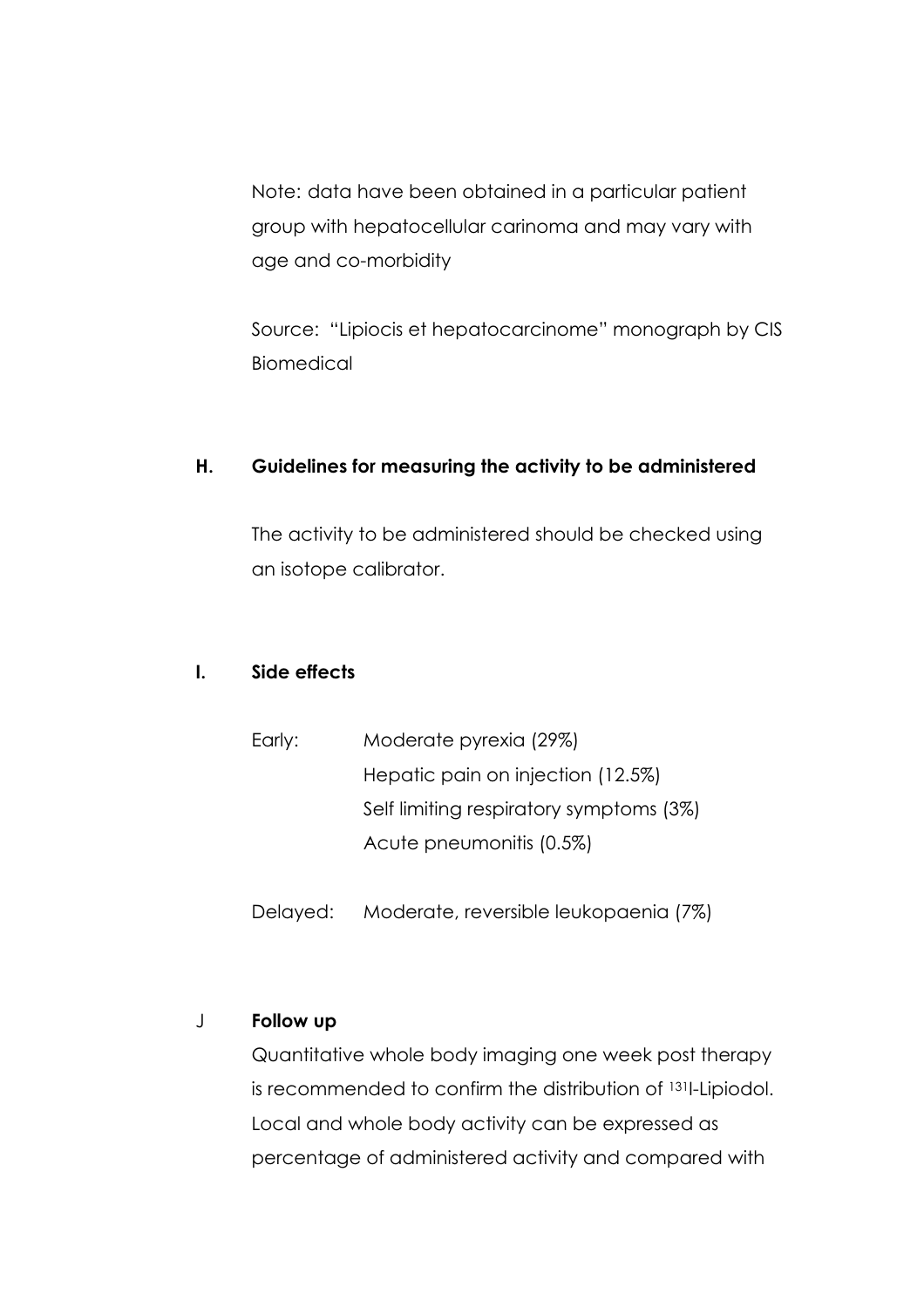Note: data have been obtained in a particular patient group with hepatocellular carinoma and may vary with age and co-morbidity

Source: "Lipiocis et hepatocarcinome" monograph by CIS Biomedical

## H. Guidelines for measuring the activity to be administered

The activity to be administered should be checked using an isotope calibrator.

## I. Side effects

Early:
- Moderate pyrexia (29%)
- Hepatic pain on injection (12.5%)
- Self limiting respiratory symptoms (3%)
- Acute pneumonitis (0.5%)

Delayed:
- Moderate, reversible leukopaenia (7%)

## J Follow up

Quantitative whole body imaging one week post therapy is recommended to confirm the distribution of $^{131}$I-Lipiodol. Local and whole body activity can be expressed as percentage of administered activity and compared with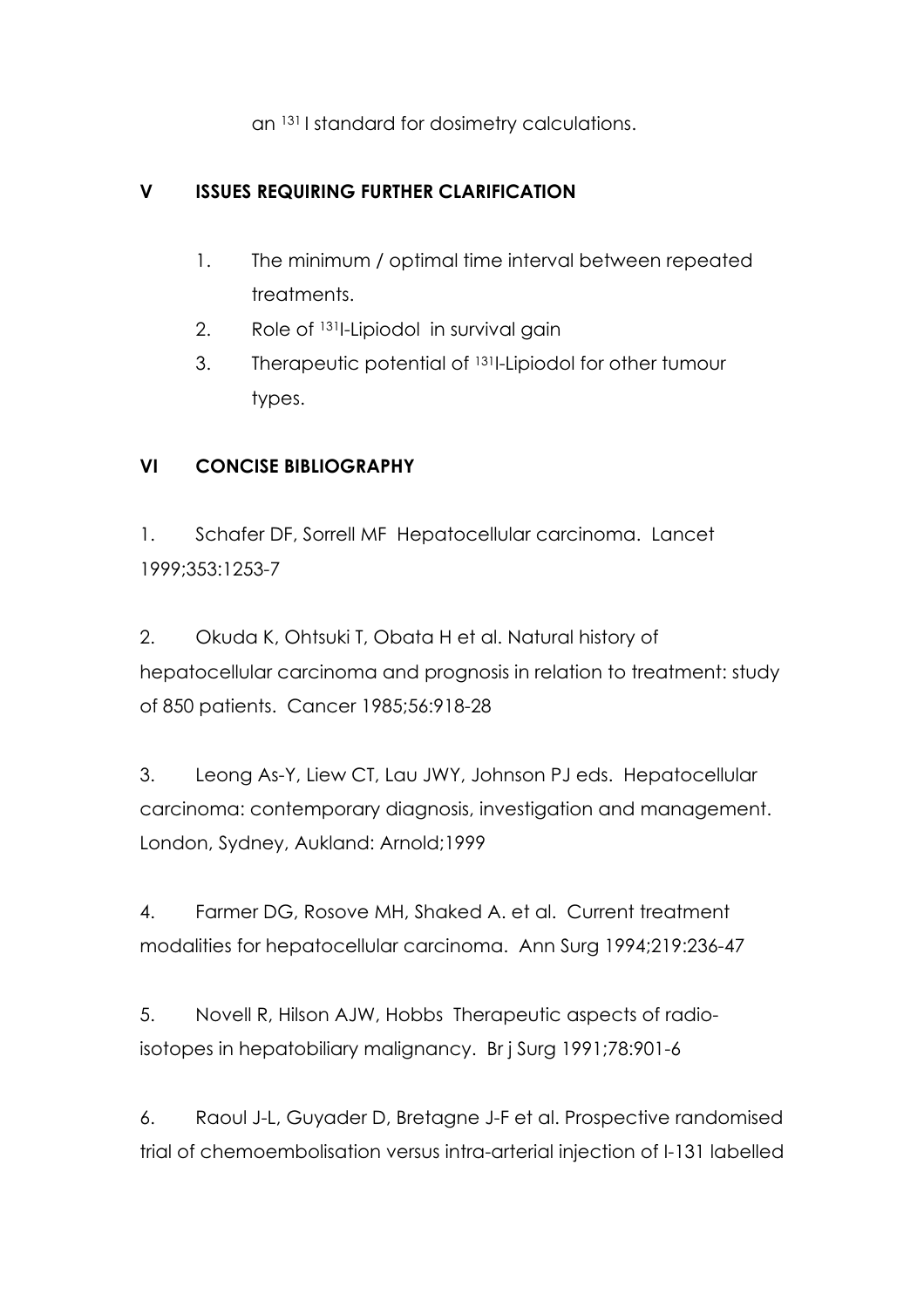an $^{131}$I standard for dosimetry calculations.

## V ISSUES REQUIRING FURTHER CLARIFICATION

1. The minimum / optimal time interval between repeated treatments.
2. Role of $^{131}$I-Lipiodol in survival gain
3. Therapeutic potential of $^{131}$I-Lipiodol for other tumour types.

## VI CONCISE BIBLIOGRAPHY

1. Schafer DF, Sorrell MF Hepatocellular carcinoma. Lancet 1999;353:1253-7

2. Okuda K, Ohtsuki T, Obata H et al. Natural history of hepatocellular carcinoma and prognosis in relation to treatment: study of 850 patients. Cancer 1985;56:918-28

3. Leong As-Y, Liew CT, Lau JWY, Johnson PJ eds. Hepatocellular carcinoma: contemporary diagnosis, investigation and management. London, Sydney, Aukland: Arnold;1999

4. Farmer DG, Rosove MH, Shaked A. et al. Current treatment modalities for hepatocellular carcinoma. Ann Surg 1994;219:236-47

5. Novell R, Hilson AJW, Hobbs Therapeutic aspects of radio-isotopes in hepatobiliary malignancy. Br j Surg 1991;78:901-6

6. Raoul J-L, Guyader D, Bretagne J-F et al. Prospective randomised trial of chemoembolisation versus intra-arterial injection of I-131 labelled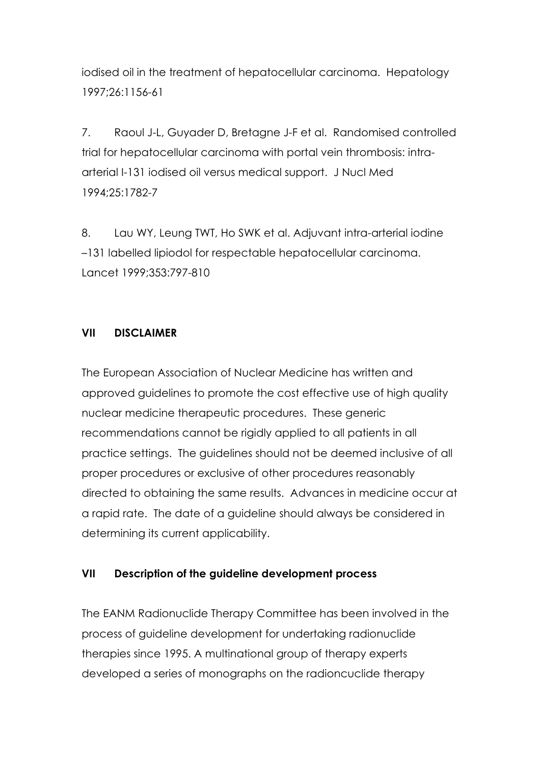iodised oil in the treatment of hepatocellular carcinoma. Hepatology 1997;26:1156-61

7. Raoul J-L, Guyader D, Bretagne J-F et al. Randomised controlled trial for hepatocellular carcinoma with portal vein thrombosis: intra-arterial I-131 iodised oil versus medical support. J Nucl Med 1994;25:1782-7

8. Lau WY, Leung TWT, Ho SWK et al. Adjuvant intra-arterial iodine –131 labelled lipiodol for respectable hepatocellular carcinoma. Lancet 1999;353:797-810

## VII DISCLAIMER

The European Association of Nuclear Medicine has written and approved guidelines to promote the cost effective use of high quality nuclear medicine therapeutic procedures. These generic recommendations cannot be rigidly applied to all patients in all practice settings. The guidelines should not be deemed inclusive of all proper procedures or exclusive of other procedures reasonably directed to obtaining the same results. Advances in medicine occur at a rapid rate. The date of a guideline should always be considered in determining its current applicability.

## VII Description of the guideline development process

The EANM Radionuclide Therapy Committee has been involved in the process of guideline development for undertaking radionuclide therapies since 1995. A multinational group of therapy experts developed a series of monographs on the radioncuclide therapy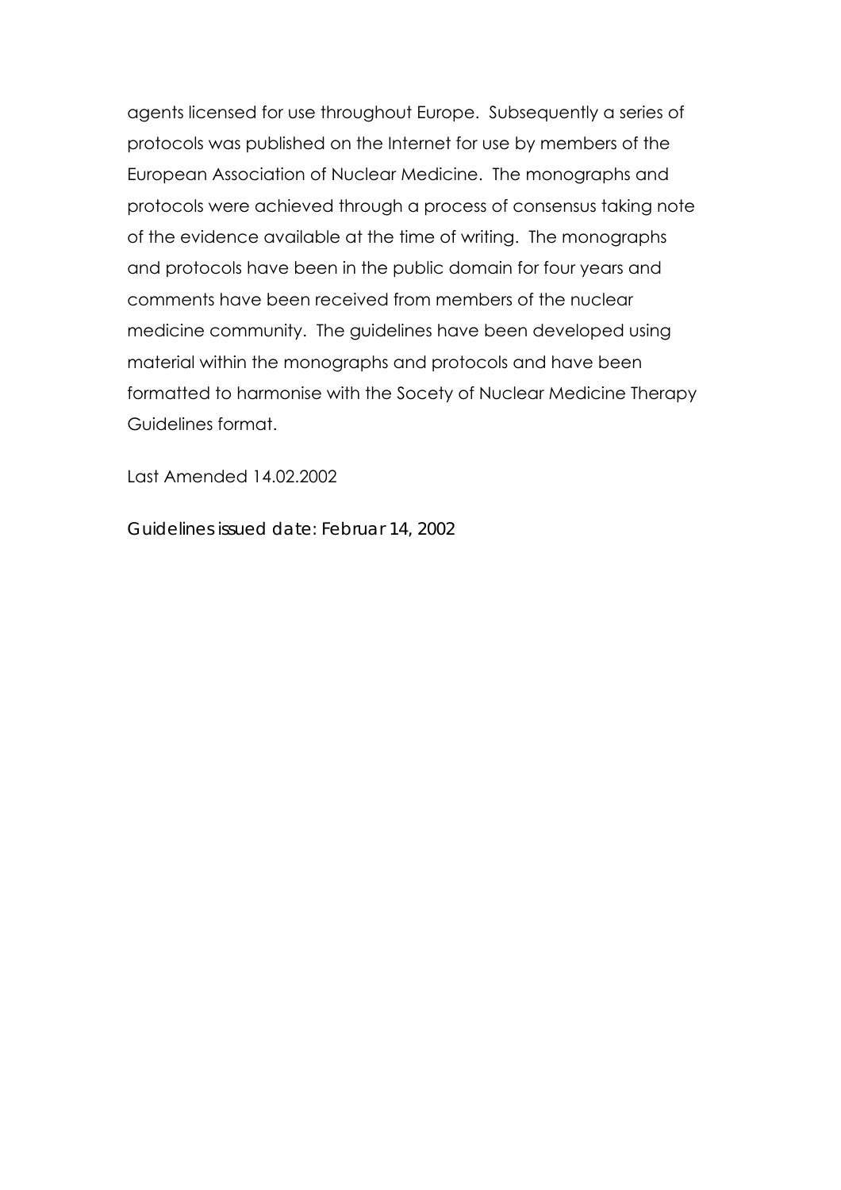agents licensed for use throughout Europe. Subsequently a series of protocols was published on the Internet for use by members of the European Association of Nuclear Medicine. The monographs and protocols were achieved through a process of consensus taking note of the evidence available at the time of writing. The monographs and protocols have been in the public domain for four years and comments have been received from members of the nuclear medicine community. The guidelines have been developed using material within the monographs and protocols and have been formatted to harmonise with the Socety of Nuclear Medicine Therapy Guidelines format.

Last Amended 14.02.2002

Guidelines issued date: Februar 14, 2002